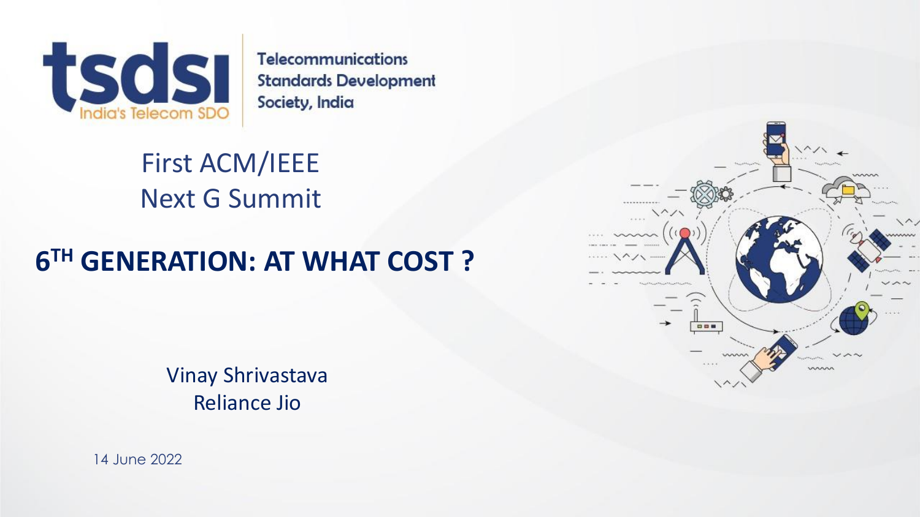tsdsi India's Telecom SDO

Telecommunications Standards Development Society, India

First ACM/IEEE Next G Summit

# 6TH GENERATION: AT WHAT COST ?

Vinay Shrivastava
Reliance Jio

14 June 2022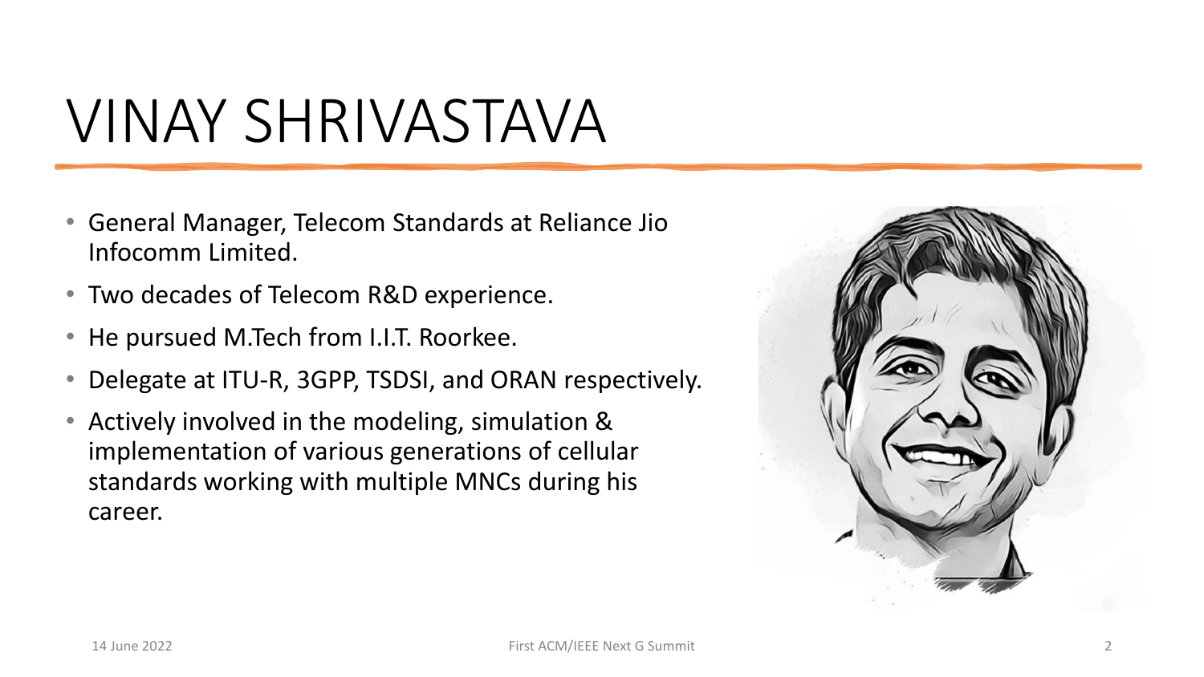# VINAY SHRIVASTAVA

- General Manager, Telecom Standards at Reliance Jio Infocomm Limited.
- Two decades of Telecom R&D experience.
- He pursued M.Tech from I.I.T. Roorkee.
- Delegate at ITU-R, 3GPP, TSDSI, and ORAN respectively.
- Actively involved in the modeling, simulation & implementation of various generations of cellular standards working with multiple MNCs during his career.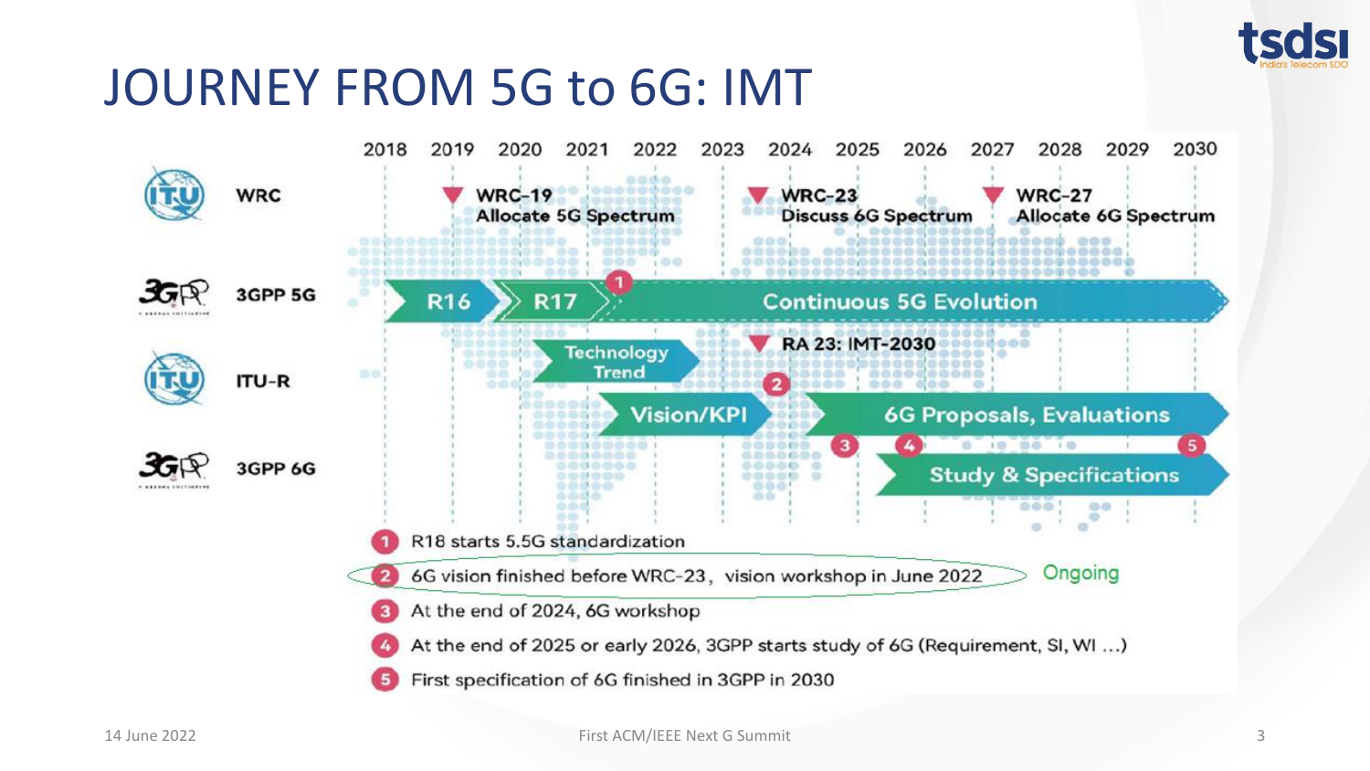# JOURNEY FROM 5G to 6G: IMT

| | 2018 | 2019 | 2020 | 2021 | 2022 | 2023 | 2024 | 2025 | 2026 | 2027 | 2028 | 2029 | 2030 |
|---|---|---|---|---|---|---|---|---|---|---|---|---|---|
| WRC | | WRC-19 Allocate 5G Spectrum | | | | | WRC-23 Discuss 6G Spectrum | | | WRC-27 Allocate 6G Spectrum | | | |
| 3GPP 5G | R16 | | R17 | (1) | Continuous 5G Evolution | | | | | | | | |
| ITU-R | | | Technology Trend | | Vision/KPI | | RA 23: IMT-2030 (2) | 6G Proposals, Evaluations | | | | | |
| 3GPP 6G | | | | | | | | (3) | (4) Study & Specifications | | | | (5) |

1. R18 starts 5.5G standardization
2. 6G vision finished before WRC-23，vision workshop in June 2022 — Ongoing
3. At the end of 2024, 6G workshop
4. At the end of 2025 or early 2026, 3GPP starts study of 6G (Requirement, SI, WI ...)
5. First specification of 6G finished in 3GPP in 2030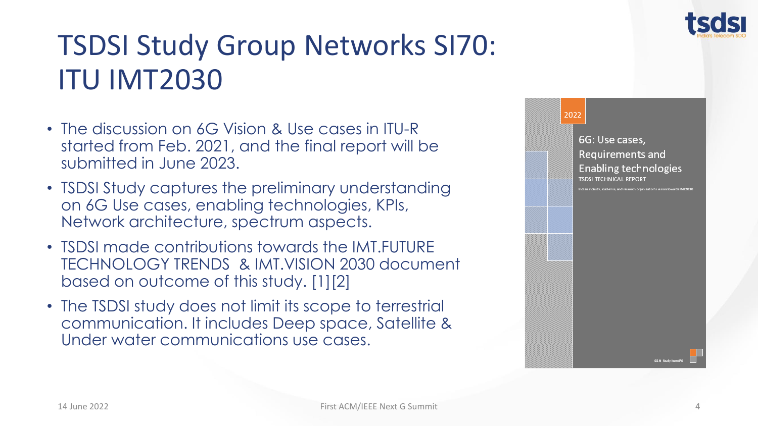# TSDSI Study Group Networks SI70: ITU IMT2030

- The discussion on 6G Vision & Use cases in ITU-R started from Feb. 2021, and the final report will be submitted in June 2023.
- TSDSI Study captures the preliminary understanding on 6G Use cases, enabling technologies, KPIs, Network architecture, spectrum aspects.
- TSDSI made contributions towards the IMT.FUTURE TECHNOLOGY TRENDS & IMT.VISION 2030 document based on outcome of this study. [1][2]
- The TSDSI study does not limit its scope to terrestrial communication. It includes Deep space, Satellite & Under water communications use cases.

2022

6G: Use cases, Requirements and Enabling technologies

TSDSI TECHNICAL REPORT

Indian industry, academia, and research organization's vision towards IMT2030

SG-N Study Item #70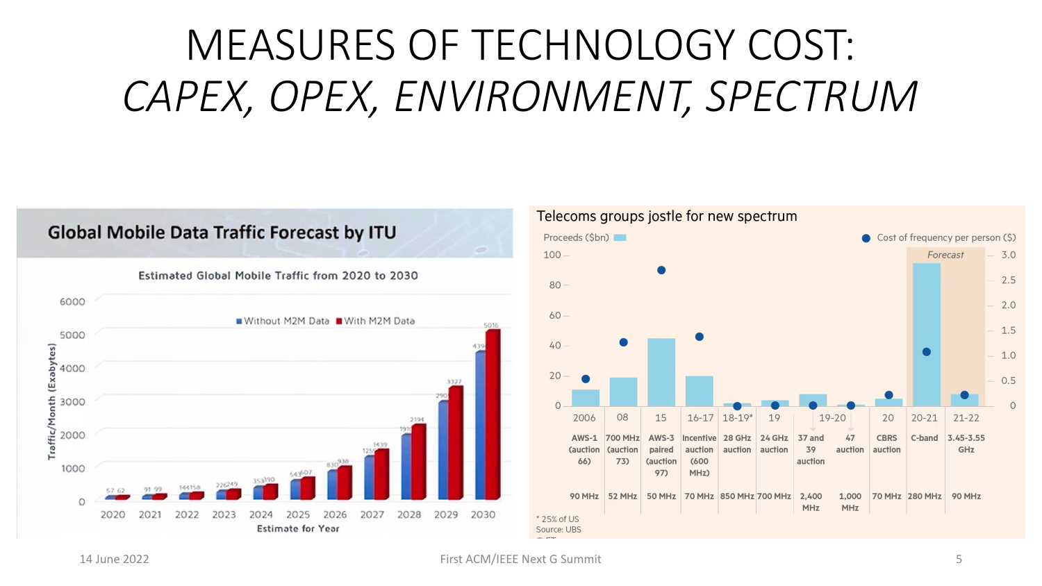# MEASURES OF TECHNOLOGY COST: *CAPEX, OPEX, ENVIRONMENT, SPECTRUM*

## Global Mobile Data Traffic Forecast by ITU

Estimated Global Mobile Traffic from 2020 to 2030

Traffic/Month (Exabytes)

| Estimate for Year | Without M2M Data | With M2M Data |
| --- | --- | --- |
| 2020 | 57 | 62 |
| 2021 | 91 | 99 |
| 2022 | 144 | 158 |
| 2023 | 226 | 249 |
| 2024 | 353 | 390 |
| 2025 | 543 | 607 |
| 2026 | 830 | 938 |
| 2027 | 1250 | 1439 |
| 2028 | 1910 | 2194 |
| 2029 | 2900 | 3327 |
| 2030 | 4390 | 5016 |

## Telecoms groups jostle for new spectrum

Proceeds ($bn) — Cost of frequency per person ($)

| Year | Auction | Bandwidth |
| --- | --- | --- |
| 2006 | AWS-1 (auction 66) | 90 MHz |
| 08 | 700 MHz (auction 73) | 52 MHz |
| 15 | AWS-3 paired (auction 97) | 50 MHz |
| 16-17 | Incentive auction (600 MHz) | 70 MHz |
| 18-19* | 28 GHz auction | 850 MHz |
| 19 | 24 GHz auction | 700 MHz |
| 19-20 | 37 and 39 auction | 2,400 MHz |
| 19-20 | 47 auction | 1,000 MHz |
| 20 | CBRS auction | 70 MHz |
| 20-21 (Forecast) | C-band | 280 MHz |
| 21-22 (Forecast) | 3.45-3.55 GHz | 90 MHz |

\* 25% of US

Source: UBS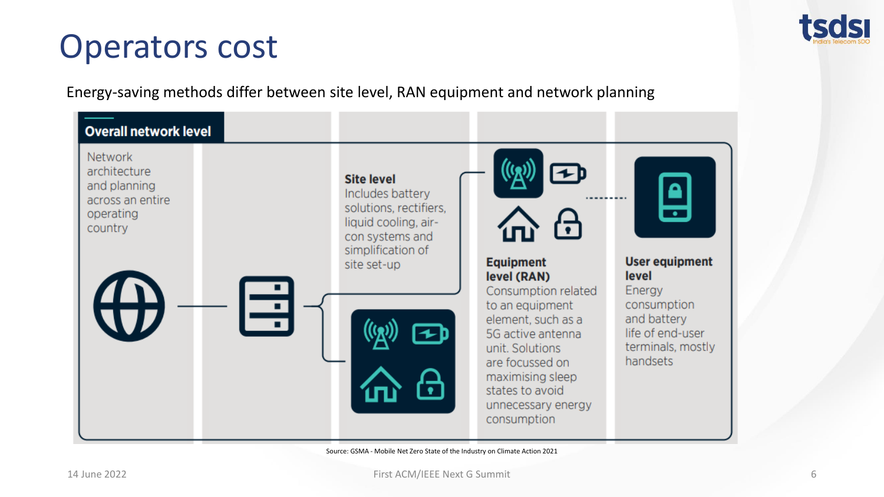# Operators cost

Energy-saving methods differ between site level, RAN equipment and network planning

**Overall network level**

Network architecture and planning across an entire operating country

**Site level**
Includes battery solutions, rectifiers, liquid cooling, air-con systems and simplification of site set-up

**Equipment level (RAN)**
Consumption related to an equipment element, such as a 5G active antenna unit. Solutions are focussed on maximising sleep states to avoid unnecessary energy consumption

**User equipment level**
Energy consumption and battery life of end-user terminals, mostly handsets

Source: GSMA - Mobile Net Zero State of the Industry on Climate Action 2021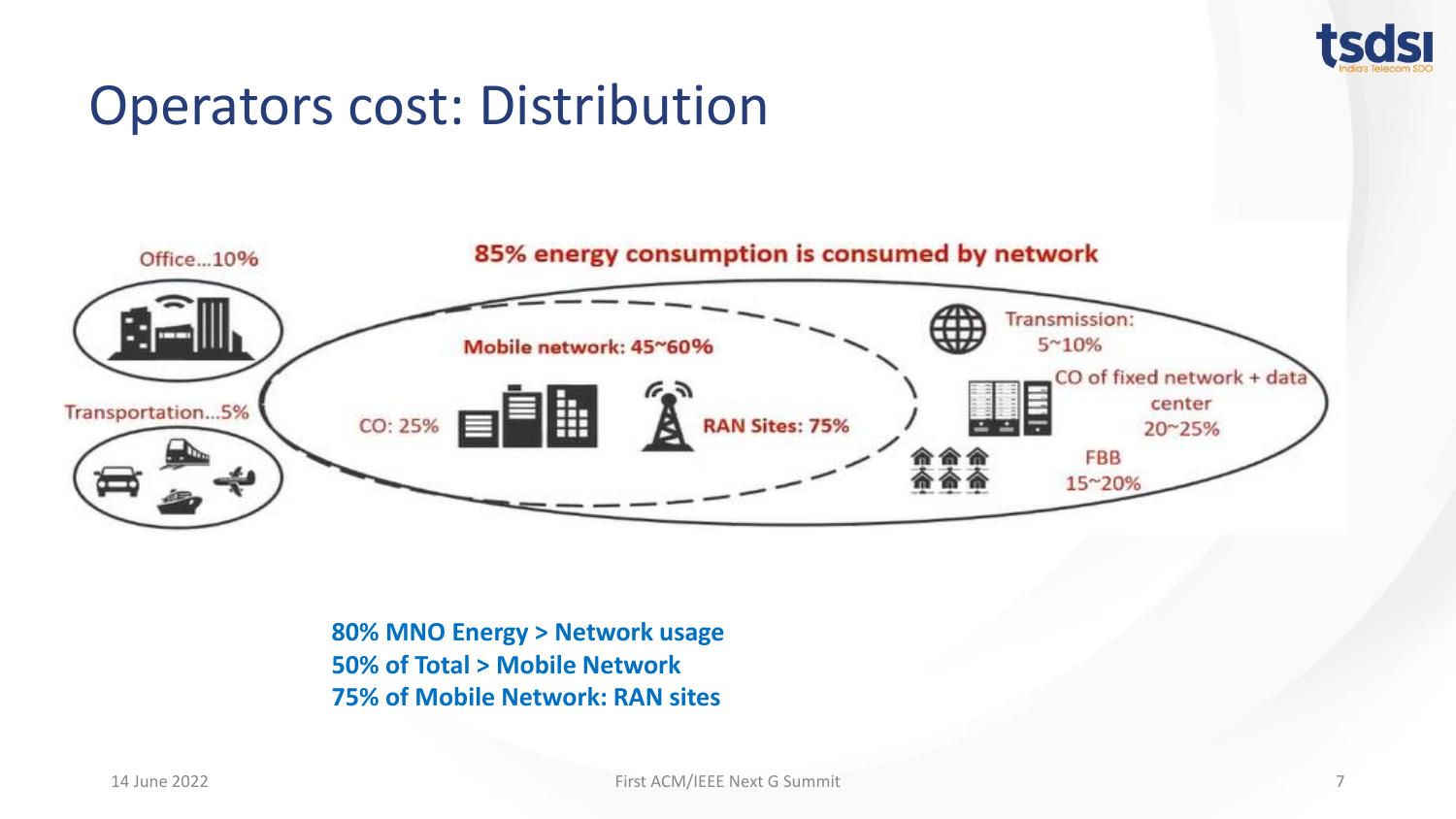# Operators cost: Distribution

Office...10%

Transportation...5%

85% energy consumption is consumed by network

Mobile network: 45~60%

CO: 25%

RAN Sites: 75%

Transmission: 5~10%

CO of fixed network + data center 20~25%

FBB 15~20%

**80% MNO Energy > Network usage**
**50% of Total > Mobile Network**
**75% of Mobile Network: RAN sites**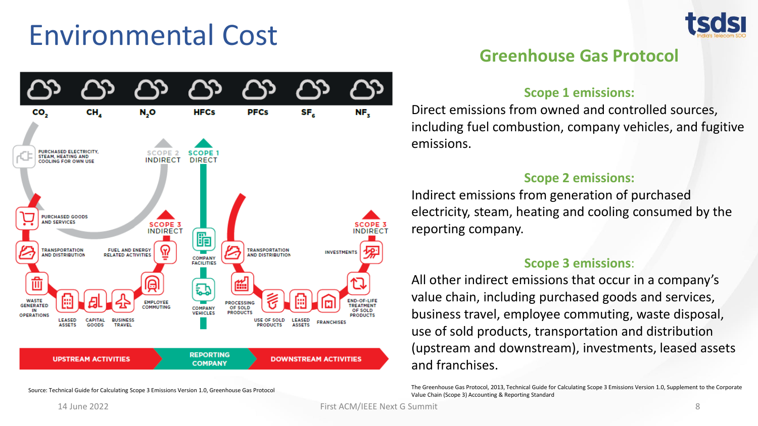# Environmental Cost

CO$_2$ | CH$_4$ | N$_2$O | HFCs | PFCs | SF$_6$ | NF$_3$

SCOPE 2 INDIRECT

SCOPE 1 DIRECT

SCOPE 3 INDIRECT

PURCHASED ELECTRICITY, STEAM, HEATING AND COOLING FOR OWN USE

PURCHASED GOODS AND SERVICES

TRANSPORTATION AND DISTRIBUTION

FUEL AND ENERGY RELATED ACTIVITIES

WASTE GENERATED IN OPERATIONS

LEASED ASSETS

CAPITAL GOODS

BUSINESS TRAVEL

EMPLOYEE COMMUTING

COMPANY FACILITIES

COMPANY VEHICLES

TRANSPORTATION AND DISTRIBUTION

INVESTMENTS

PROCESSING OF SOLD PRODUCTS

USE OF SOLD PRODUCTS

LEASED ASSETS

FRANCHISES

END-OF-LIFE TREATMENT OF SOLD PRODUCTS

UPSTREAM ACTIVITIES | REPORTING COMPANY | DOWNSTREAM ACTIVITIES

Source: Technical Guide for Calculating Scope 3 Emissions Version 1.0, Greenhouse Gas Protocol

## Greenhouse Gas Protocol

### Scope 1 emissions:

Direct emissions from owned and controlled sources, including fuel combustion, company vehicles, and fugitive emissions.

### Scope 2 emissions:

Indirect emissions from generation of purchased electricity, steam, heating and cooling consumed by the reporting company.

### Scope 3 emissions:

All other indirect emissions that occur in a company's value chain, including purchased goods and services, business travel, employee commuting, waste disposal, use of sold products, transportation and distribution (upstream and downstream), investments, leased assets and franchises.

The Greenhouse Gas Protocol, 2013, Technical Guide for Calculating Scope 3 Emissions Version 1.0, Supplement to the Corporate Value Chain (Scope 3) Accounting & Reporting Standard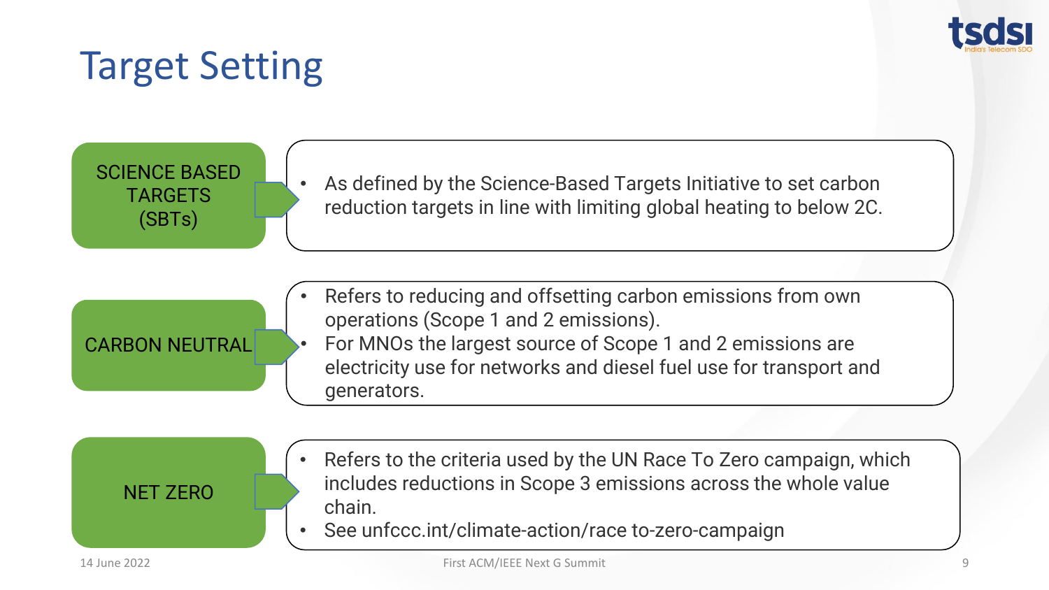# Target Setting

**SCIENCE BASED TARGETS (SBTs)**

- As defined by the Science-Based Targets Initiative to set carbon reduction targets in line with limiting global heating to below 2C.

**CARBON NEUTRAL**

- Refers to reducing and offsetting carbon emissions from own operations (Scope 1 and 2 emissions).
- For MNOs the largest source of Scope 1 and 2 emissions are electricity use for networks and diesel fuel use for transport and generators.

**NET ZERO**

- Refers to the criteria used by the UN Race To Zero campaign, which includes reductions in Scope 3 emissions across the whole value chain.
- See unfccc.int/climate-action/race to-zero-campaign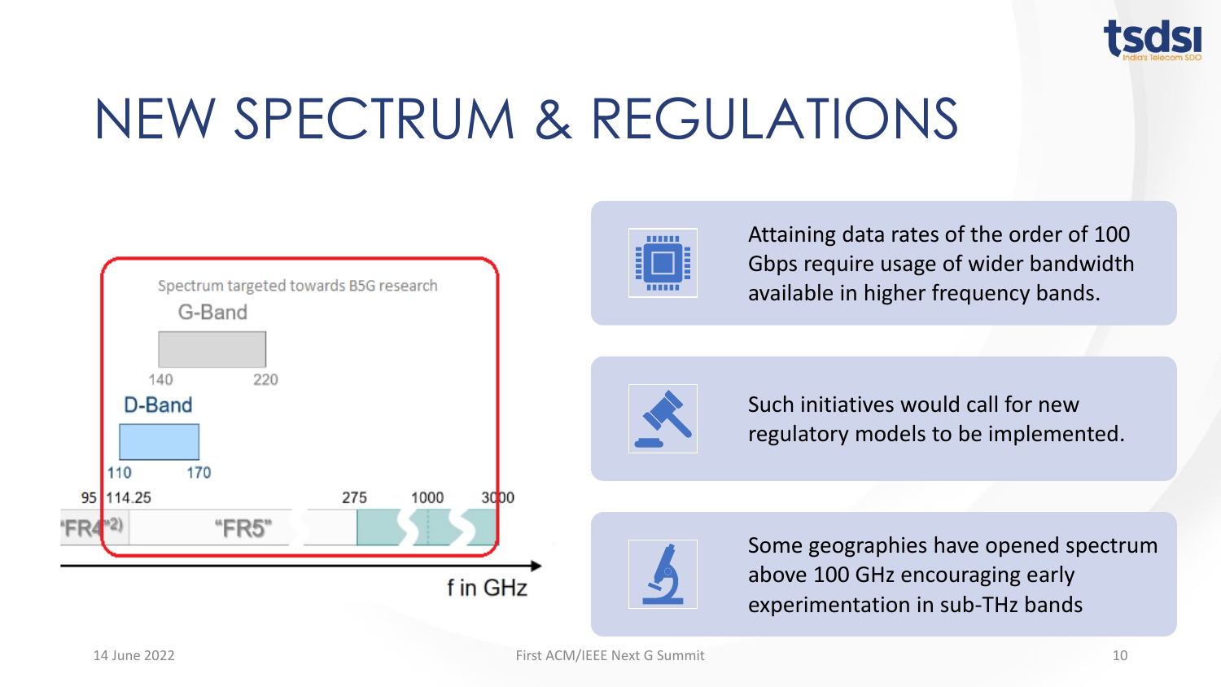# NEW SPECTRUM & REGULATIONS

Spectrum targeted towards B5G research

G-Band

140 220

D-Band

110 170

95 114.25 275 1000 3000

"FR4"2) "FR5"

f in GHz

- Attaining data rates of the order of 100 Gbps require usage of wider bandwidth available in higher frequency bands.
- Such initiatives would call for new regulatory models to be implemented.
- Some geographies have opened spectrum above 100 GHz encouraging early experimentation in sub-THz bands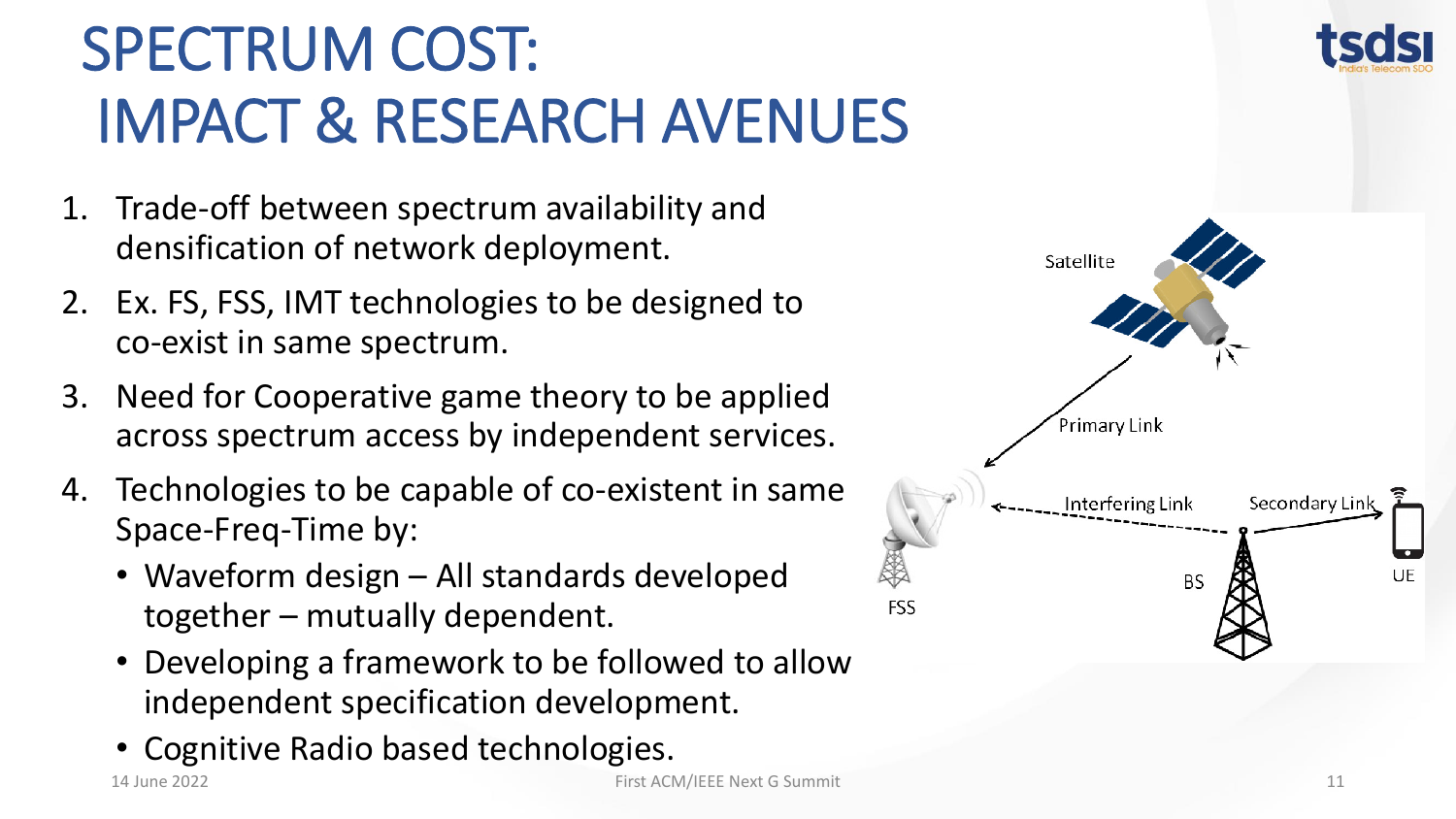# SPECTRUM COST: IMPACT & RESEARCH AVENUES

1. Trade-off between spectrum availability and densification of network deployment.
2. Ex. FS, FSS, IMT technologies to be designed to co-exist in same spectrum.
3. Need for Cooperative game theory to be applied across spectrum access by independent services.
4. Technologies to be capable of co-existent in same Space-Freq-Time by:
   - Waveform design – All standards developed together – mutually dependent.
   - Developing a framework to be followed to allow independent specification development.
   - Cognitive Radio based technologies.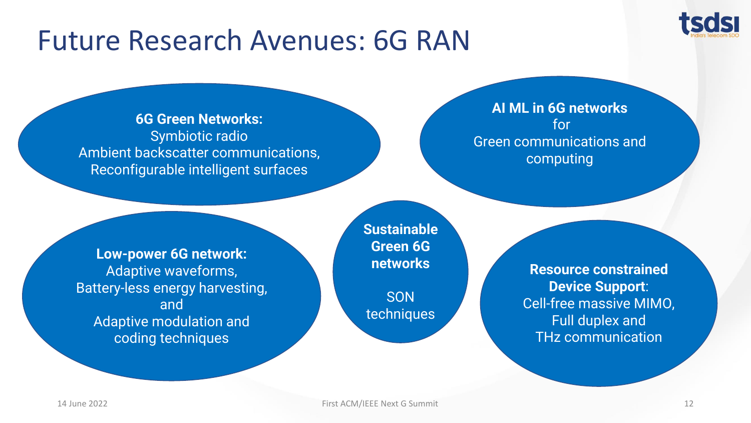# Future Research Avenues: 6G RAN

**6G Green Networks:**
Symbiotic radio
Ambient backscatter communications,
Reconfigurable intelligent surfaces

**AI ML in 6G networks**
for
Green communications and computing

**Low-power 6G network:**
Adaptive waveforms,
Battery-less energy harvesting,
and
Adaptive modulation and coding techniques

**Sustainable Green 6G networks**

SON techniques

**Resource constrained Device Support**:
Cell-free massive MIMO,
Full duplex and
THz communication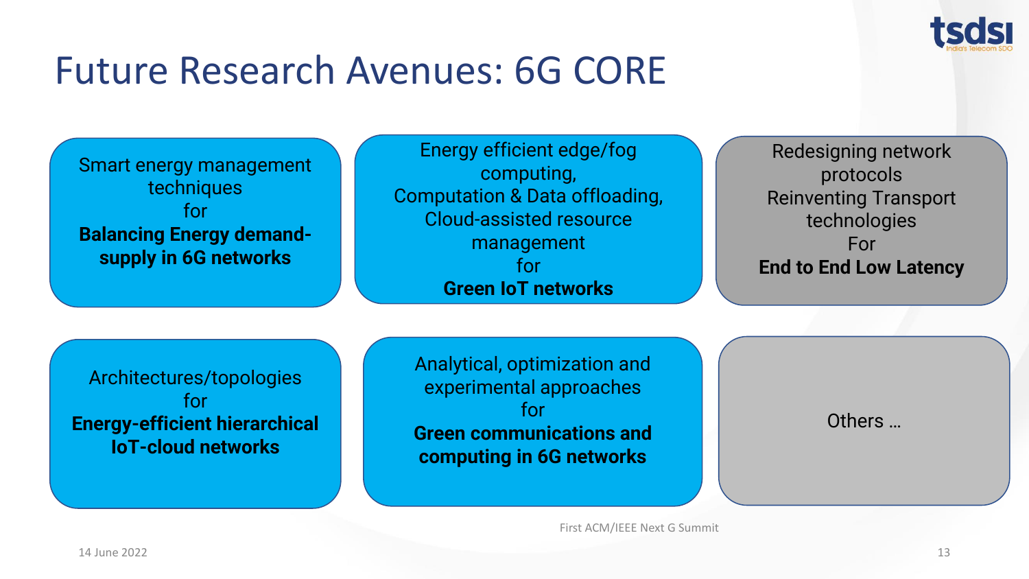# Future Research Avenues: 6G CORE

Smart energy management techniques for **Balancing Energy demand-supply in 6G networks**

Energy efficient edge/fog computing, Computation & Data offloading, Cloud-assisted resource management for **Green IoT networks**

Redesigning network protocols Reinventing Transport technologies For **End to End Low Latency**

Architectures/topologies for **Energy-efficient hierarchical IoT-cloud networks**

Analytical, optimization and experimental approaches for **Green communications and computing in 6G networks**

Others …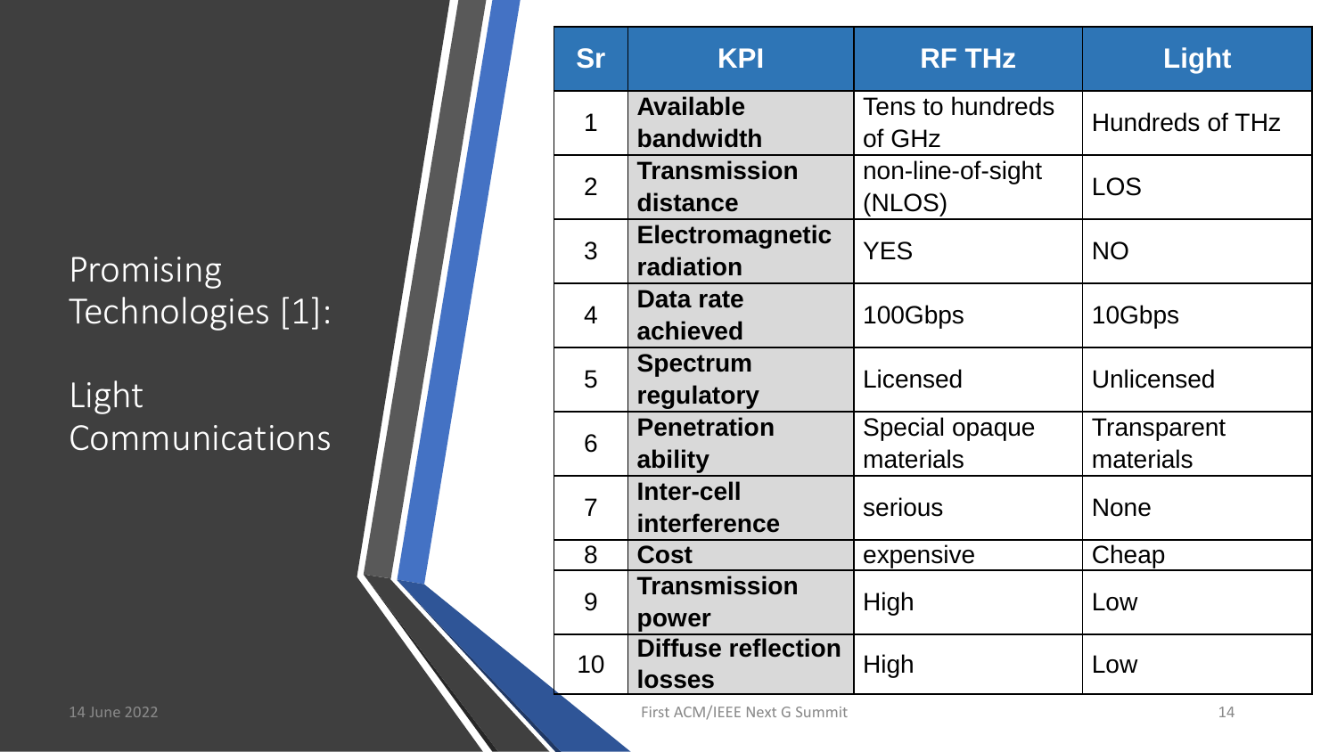# Promising Technologies [1]:

## Light Communications

| Sr | KPI | RF THz | Light |
|---|---|---|---|
| 1 | **Available bandwidth** | Tens to hundreds of GHz | Hundreds of THz |
| 2 | **Transmission distance** | non-line-of-sight (NLOS) | LOS |
| 3 | **Electromagnetic radiation** | YES | NO |
| 4 | **Data rate achieved** | 100Gbps | 10Gbps |
| 5 | **Spectrum regulatory** | Licensed | Unlicensed |
| 6 | **Penetration ability** | Special opaque materials | Transparent materials |
| 7 | **Inter-cell interference** | serious | None |
| 8 | **Cost** | expensive | Cheap |
| 9 | **Transmission power** | High | Low |
| 10 | **Diffuse reflection losses** | High | Low |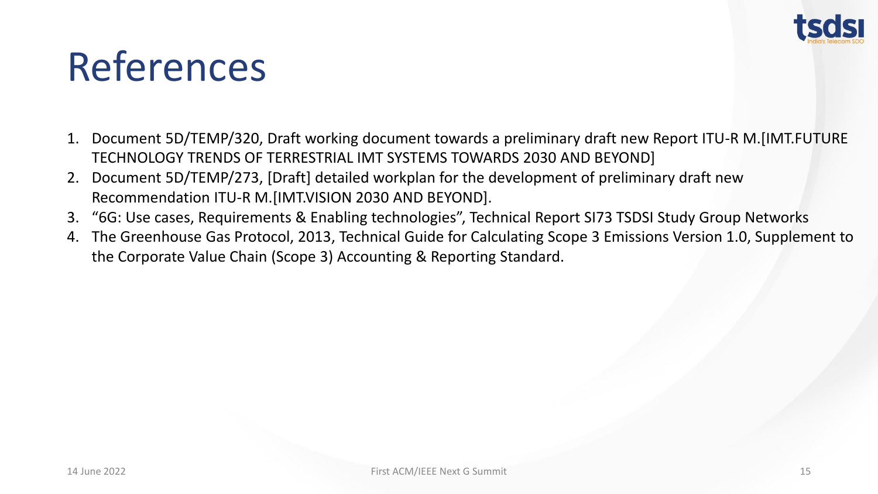# References

1. Document 5D/TEMP/320, Draft working document towards a preliminary draft new Report ITU-R M.[IMT.FUTURE TECHNOLOGY TRENDS OF TERRESTRIAL IMT SYSTEMS TOWARDS 2030 AND BEYOND]
2. Document 5D/TEMP/273, [Draft] detailed workplan for the development of preliminary draft new Recommendation ITU-R M.[IMT.VISION 2030 AND BEYOND].
3. "6G: Use cases, Requirements & Enabling technologies", Technical Report SI73 TSDSI Study Group Networks
4. The Greenhouse Gas Protocol, 2013, Technical Guide for Calculating Scope 3 Emissions Version 1.0, Supplement to the Corporate Value Chain (Scope 3) Accounting & Reporting Standard.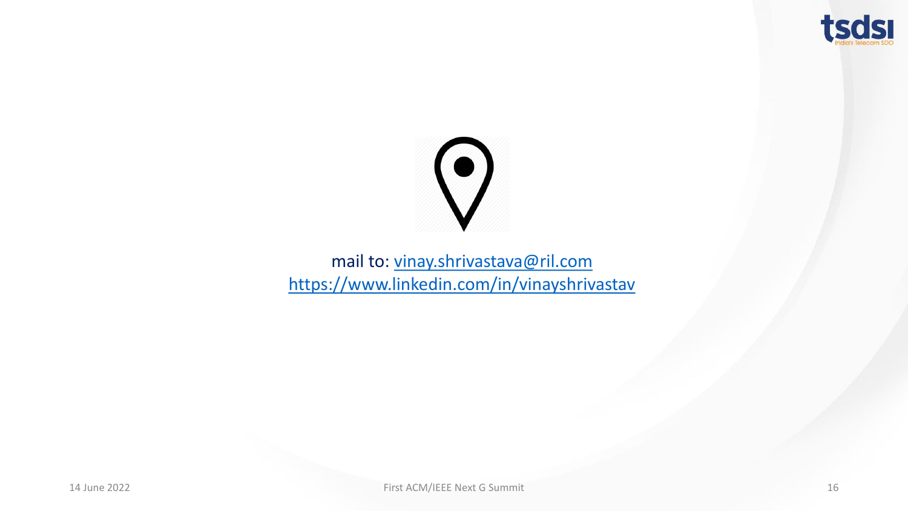mail to: vinay.shrivastava@ril.com
https://www.linkedin.com/in/vinayshrivastav